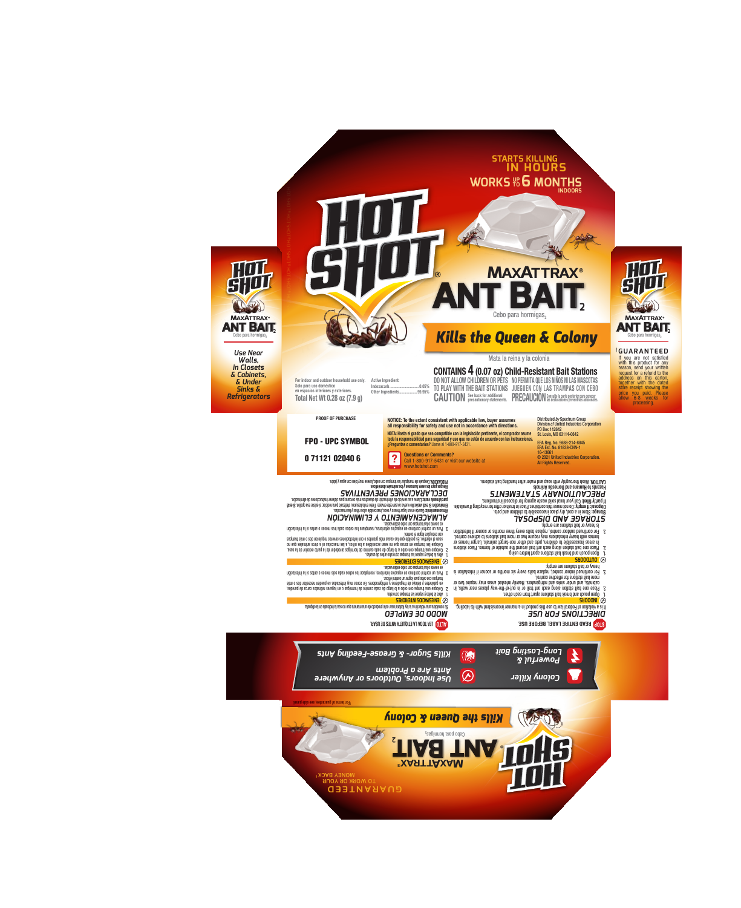STARTS KILLING IN HOURS

WORKS UP TO 6 MONTHS INDOORS

# HOT SHOT®

## MAXATTRAX® ANT BAIT₂

Cebo para hormigas₂

**Kills the Queen & Colony**

Mata la reina y la colonia

For indoor and outdoor household use only.
Solo para uso doméstico en espacios interiores y exteriores.

**Total Net Wt 0.28 oz (7.9 g)**

Active Ingredient:
Indoxacarb.............................0.05%
Other Ingredients..................99.95%

**CONTAINS 4 (0.07 oz) Child-Resistant Bait Stations**

DO NOT ALLOW CHILDREN OR PETS TO PLAY WITH THE BAIT STATIONS

NO PERMITA QUE LOS NIÑOS NI LAS MASCOTAS JUEGUEN CON LAS TRAMPAS CON CEBO

**CAUTION** See back for additional precautionary statements.

**PRECAUCIÓN** Consulte la parte posterior para conocer las declaraciones preventivas adicionales.

---

HOT SHOT MAXATTRAX® ANT BAIT₂ Cebo para hormigas₂

*Use Near Walls, in Closets & Cabinets, & Under Sinks & Refrigerators*

---

HOT SHOT MAXATTRAX® ANT BAIT₂ Cebo para hormigas₂

†GUARANTEED

If you are not satisfied with this product for any reason, send your written request for a refund to the address on this carton, together with the dated store receipt showing the price you paid. Please allow 6-8 weeks for processing.

---

PROOF OF PURCHASE

FPO - UPC SYMBOL

0 71121 02040 6

**NOTICE: To the extent consistent with applicable law, buyer assumes all responsibility for safety and use not in accordance with directions.**

**NOTA: Hasta el grado que sea compatible con la legislación pertinente, el comprador asume toda la responsabilidad para seguridad y uso que no estén de acuerdo con las instrucciones.**

**¿Preguntas o comentarios?** Llame al 1-800-917-5431.

**Questions or Comments?** Call 1-800-917-5431 or visit our website at www.hotshot.com

Distributed by Spectrum Group
Division of United Industries Corporation
PO Box 142642
St. Louis, MO 63114-0642

EPA Reg. No. 9688-214-8845
EPA Est. No. 81838-CHN-1
16-13661
© 2021 United Industries Corporation.
All Rights Reserved.

---

**STOP READ ENTIRE LABEL BEFORE USE.**

## DIRECTIONS FOR USE

It is a violation of Federal law to use this product in a manner inconsistent with its labeling.

**INDOORS**

1. Open pouch and break bait stations apart from each other.
2. Place one bait station along each ant trail or in out-of-the-way places near walls, in cabinets, and under sinks and refrigerators. Heavily infested areas may require two or more bait stations for effective control.
3. For continued indoor control, replace baits every six months or sooner if infestation is heavy or bait stations are empty.

**OUTDOORS**

1. Open pouch and break bait stations apart before using.
2. Place one bait station along each ant trail around the outside of homes. Place stations in areas inaccessible to children, pets and other non-target animals. Larger homes or homes with heavy infestations may require two or more bait stations to achieve control.
3. For continued outdoor control, replace baits every three months or sooner if infestation is heavy or bait stations are empty.

## STORAGE AND DISPOSAL

**Storage:** Store in a cool, dry place inaccessible to children and pets.
**Disposal: If empty:** Do not reuse this container. Place in trash or offer for recycling if available.
**If partly filled:** Call your local solid waste agency for disposal instructions.

## PRECAUTIONARY STATEMENTS

**Hazards to Humans and Domestic Animals**
**CAUTION.** Wash thoroughly with soap and water after handling bait stations.

---

**ALTO LEA TODA LA ETIQUETA ANTES DE USAR.**

## MODO DE EMPLEO

Se considera una violación a la ley federal usar este producto de una manera que no sea la indicada en la etiqueta.

**EN ESPACIOS INTERIORES**

1. Abra la bolsa y separe las trampas con cebo.
2. Coloque una trampa con cebo a lo largo de cada camino de hormigas o en lugares retirados cerca de paredes, en gabinetes y debajo de fregaderos y refrigeradores. En zonas muy infestadas se pueden necesitar dos o más trampas con cebo para lograr un control eficaz.
3. Para un control continuo en espacios interiores, reemplace los cebos cada seis meses o antes si la infestación es severa o las trampas con cebo están vacías.

**EN ESPACIOS EXTERIORES**

1. Abra la bolsa y separe las trampas con cebo antes de usarlas.
2. Coloque una trampa con cebo a lo largo de cada camino de hormigas alrededor de la parte exterior de la casa. Coloque las trampas en zonas que no sean accesibles a los niños, a las mascotas ni a otros animales que no sean el objetivo. Es posible que las casas más grandes o con infestaciones severas requieran dos o más trampas con cebo para lograr el control.
3. Para un control continuo en espacios exteriores, reemplace los cebos cada tres meses o antes si la infestación es severa o las trampas con cebo están vacías.

## ALMACENAMIENTO Y ELIMINACIÓN

**Almacenamiento:** Guarde en un lugar fresco y seco, inaccesible a los niños y las mascotas.
**Eliminación: Si está vacío:** No reutilice este envase. Tírelo en la basura o llévelo a reciclar, si existe esa opción. **Si está parcialmente vacío:** Llame a su servicio de eliminación de desechos más cercano para obtener instrucciones de eliminación.

## DECLARACIONES PREVENTIVAS

**Riesgos para los seres humanos y los animales domésticos**
**PRECAUCIÓN.** Después de manipular las trampas con cebo, lávese muy bien con agua y jabón.

---

Colony Killer

Powerful & Long-Lasting Bait

Use Indoors, Outdoors or Anywhere Ants Are a Problem

Kills Sugar- & Grease-Feeding Ants

†For terms of guarantee, see side panel.

---

HOT SHOT MAXATTRAX® ANT BAIT₂ Cebo para hormigas₂

**Kills the Queen & Colony**

GUARANTEED TO WORK OR YOUR MONEY BACK†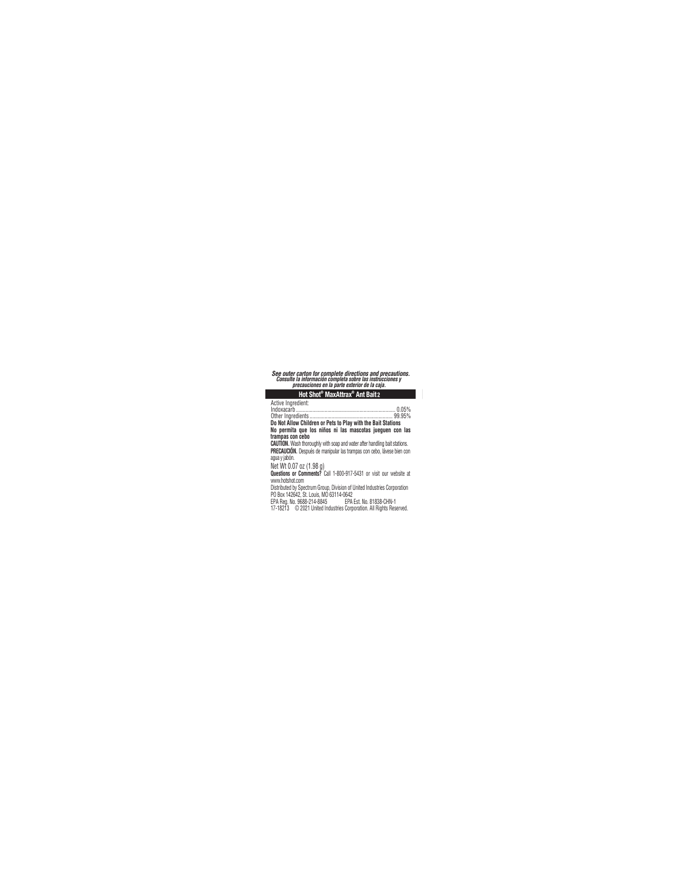***See outer carton for complete directions and precautions.***
***Consulte la información completa sobre las instrucciones y precauciones en la parte exterior de la caja.***

**Hot Shot® MaxAttrax® Ant Bait 2**

Active Ingredient:
Indoxacarb ........................................................................ 0.05%
Other Ingredients ............................................................... 99.95%

**Do Not Allow Children or Pets to Play with the Bait Stations**

**No permita que los niños ni las mascotas jueguen con las trampas con cebo**

**CAUTION.** Wash thoroughly with soap and water after handling bait stations.

**PRECAUCIÓN.** Después de manipular las trampas con cebo, lávese bien con agua y jabón.

Net Wt 0.07 oz (1.98 g)

**Questions or Comments?** Call 1-800-917-5431 or visit our website at www.hotshot.com

Distributed by Spectrum Group, Division of United Industries Corporation
PO Box 142642, St. Louis, MO 63114-0642

EPA Reg. No. 9688-214-8845 EPA Est. No. 81838-CHN-1

17-18213 © 2021 United Industries Corporation. All Rights Reserved.